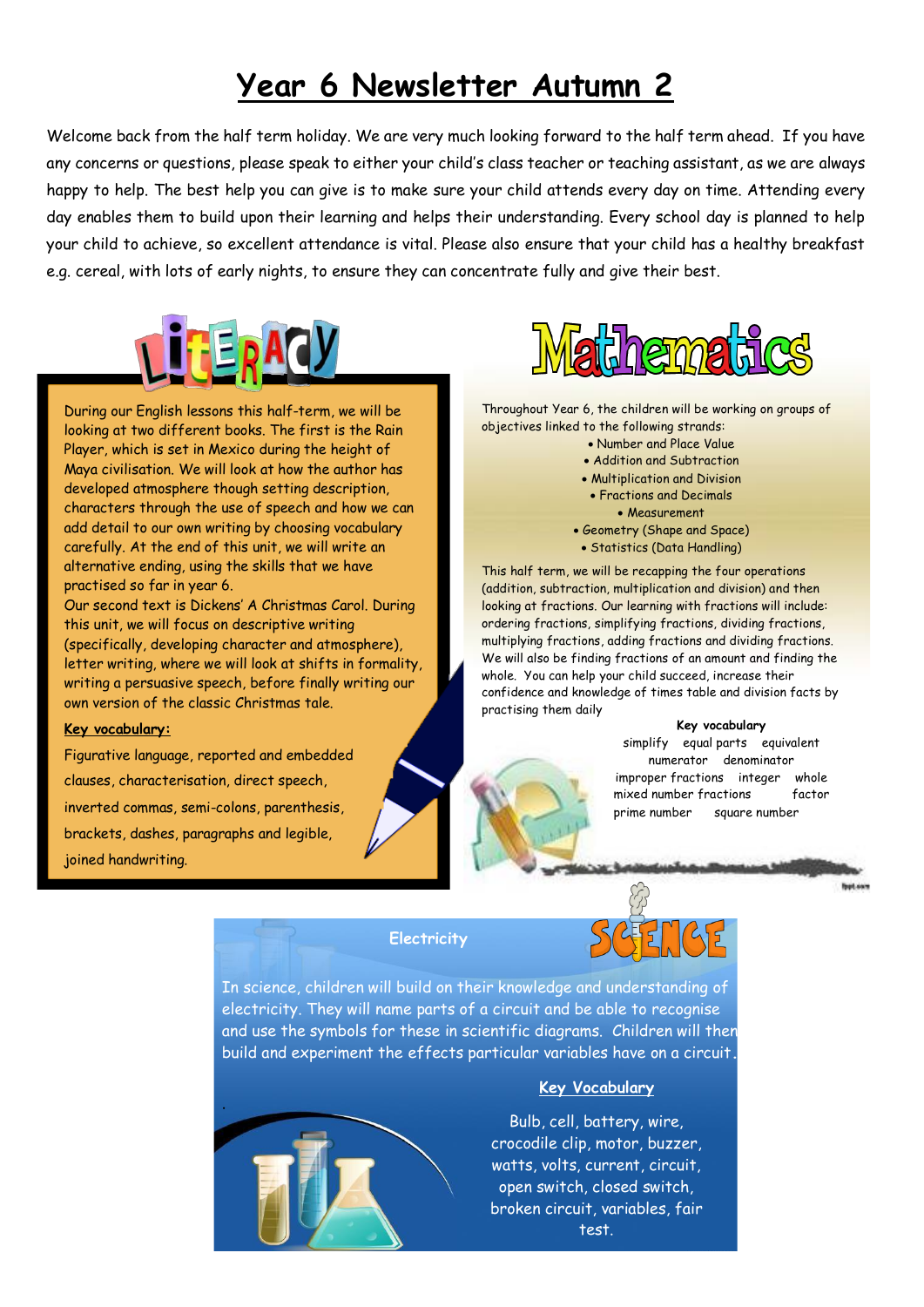# Year 6 Newsletter Autumn 2

Welcome back from the half term holiday. We are very much looking forward to the half term ahead. If you have any concerns or questions, please speak to either your child's class teacher or teaching assistant, as we are always happy to help. The best help you can give is to make sure your child attends every day on time. Attending every day enables them to build upon their learning and helps their understanding. Every school day is planned to help your child to achieve, so excellent attendance is vital. Please also ensure that your child has a healthy breakfast e.g. cereal, with lots of early nights, to ensure they can concentrate fully and give their best.

## Literacy

During our English lessons this half-term, we will be looking at two different books. The first is the Rain Player, which is set in Mexico during the height of Maya civilisation. We will look at how the author has developed atmosphere though setting description, characters through the use of speech and how we can add detail to our own writing by choosing vocabulary carefully. At the end of this unit, we will write an alternative ending, using the skills that we have practised so far in year 6.

Our second text is Dickens' A Christmas Carol. During this unit, we will focus on descriptive writing (specifically, developing character and atmosphere), letter writing, where we will look at shifts in formality, writing a persuasive speech, before finally writing our own version of the classic Christmas tale.

**Key vocabulary:**

Figurative language, reported and embedded clauses, characterisation, direct speech, inverted commas, semi-colons, parenthesis, brackets, dashes, paragraphs and legible, joined handwriting.

## Mathematics

Throughout Year 6, the children will be working on groups of objectives linked to the following strands:

- Number and Place Value
- Addition and Subtraction
- Multiplication and Division
- Fractions and Decimals
- Measurement
- Geometry (Shape and Space)
- Statistics (Data Handling)

This half term, we will be recapping the four operations (addition, subtraction, multiplication and division) and then looking at fractions. Our learning with fractions will include: ordering fractions, simplifying fractions, dividing fractions, multiplying fractions, adding fractions and dividing fractions. We will also be finding fractions of an amount and finding the whole. You can help your child succeed, increase their confidence and knowledge of times table and division facts by practising them daily

**Key vocabulary**

simplify equal parts equivalent numerator denominator improper fractions integer whole mixed number fractions factor prime number square number

## Science

### Electricity

In science, children will build on their knowledge and understanding of electricity. They will name parts of a circuit and be able to recognise and use the symbols for these in scientific diagrams. Children will then build and experiment the effects particular variables have on a circuit.

**Key Vocabulary**

Bulb, cell, battery, wire, crocodile clip, motor, buzzer, watts, volts, current, circuit, open switch, closed switch, broken circuit, variables, fair test.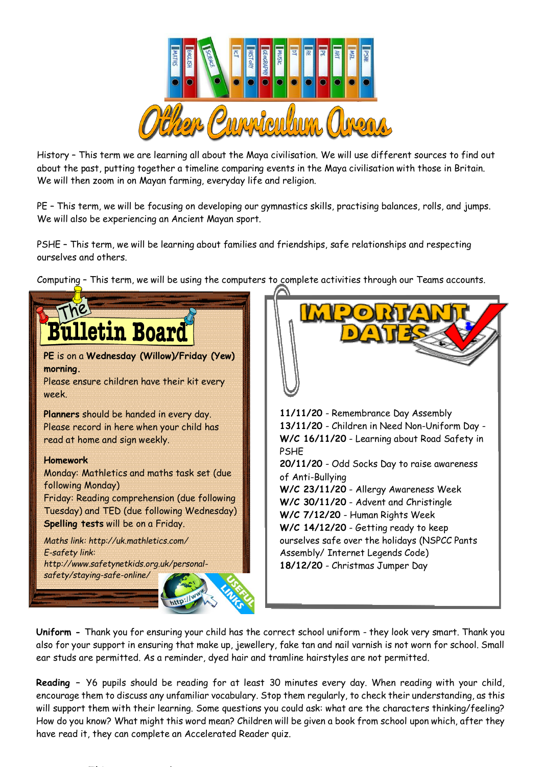# Other Curriculum Areas

History – This term we are learning all about the Maya civilisation. We will use different sources to find out about the past, putting together a timeline comparing events in the Maya civilisation with those in Britain. We will then zoom in on Mayan farming, everyday life and religion.

PE – This term, we will be focusing on developing our gymnastics skills, practising balances, rolls, and jumps. We will also be experiencing an Ancient Mayan sport.

PSHE – This term, we will be learning about families and friendships, safe relationships and respecting ourselves and others.

Computing – This term, we will be using the computers to complete activities through our Teams accounts.

## The Bulletin Board

**PE** is on a **Wednesday (Willow)/Friday (Yew) morning.**
Please ensure children have their kit every week.

**Planners** should be handed in every day.
Please record in here when your child has read at home and sign weekly.

**Homework**
Monday: Mathletics and maths task set (due following Monday)
Friday: Reading comprehension (due following Tuesday) and TED (due following Wednesday)
**Spelling tests** will be on a Friday.

*Maths link: http://uk.mathletics.com/*
*E-safety link: http://www.safetynetkids.org.uk/personal-safety/staying-safe-online/*

## Important Dates

**11/11/20** - Remembrance Day Assembly
**13/11/20** - Children in Need Non-Uniform Day -
**W/C 16/11/20** - Learning about Road Safety in PSHE
**20/11/20** - Odd Socks Day to raise awareness of Anti-Bullying
**W/C 23/11/20** - Allergy Awareness Week
**W/C 30/11/20** - Advent and Christingle
**W/C 7/12/20** - Human Rights Week
**W/C 14/12/20** - Getting ready to keep ourselves safe over the holidays (NSPCC Pants Assembly/ Internet Legends Code)
**18/12/20** - Christmas Jumper Day

**Uniform -** Thank you for ensuring your child has the correct school uniform - they look very smart. Thank you also for your support in ensuring that make up, jewellery, fake tan and nail varnish is not worn for school. Small ear studs are permitted. As a reminder, dyed hair and tramline hairstyles are not permitted.

**Reading** – Y6 pupils should be reading for at least 30 minutes every day. When reading with your child, encourage them to discuss any unfamiliar vocabulary. Stop them regularly, to check their understanding, as this will support them with their learning. Some questions you could ask: what are the characters thinking/feeling? How do you know? What might this word mean? Children will be given a book from school upon which, after they have read it, they can complete an Accelerated Reader quiz.